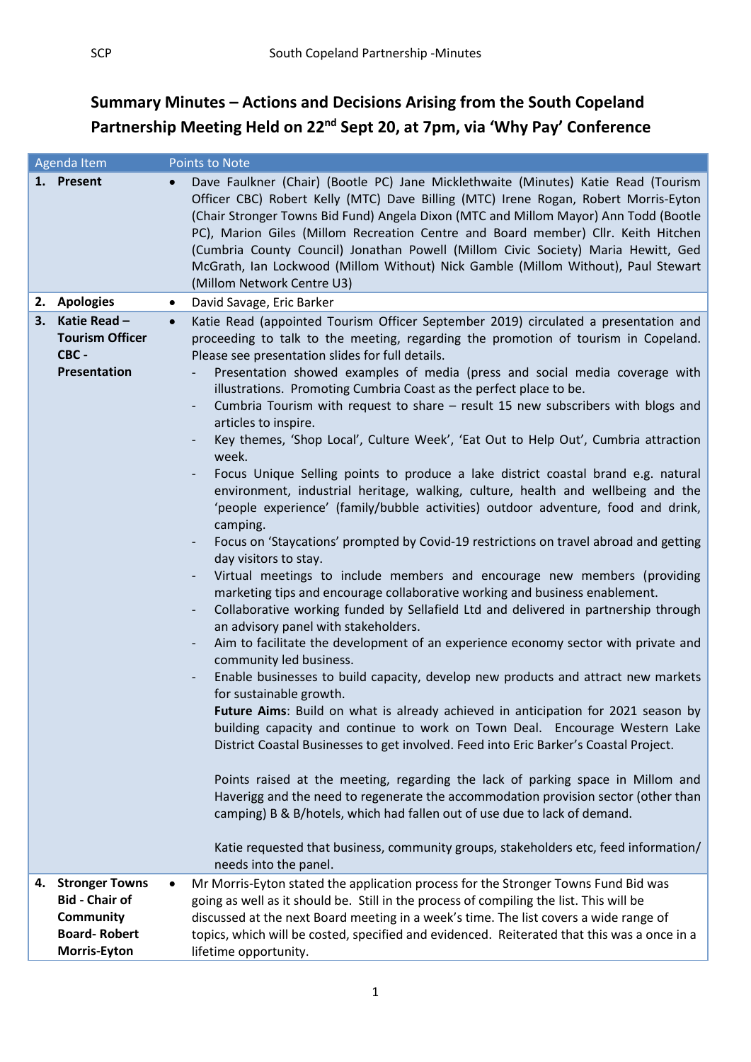# Summary Minutes – Actions and Decisions Arising from the South Copeland Partnership Meeting Held on 22nd Sept 20, at 7pm, via 'Why Pay' Conference

| Agenda Item | Points to Note |
|---|---|
| **1. Present** | • Dave Faulkner (Chair) (Bootle PC) Jane Micklethwaite (Minutes) Katie Read (Tourism Officer CBC) Robert Kelly (MTC) Dave Billing (MTC) Irene Rogan, Robert Morris-Eyton (Chair Stronger Towns Bid Fund) Angela Dixon (MTC and Millom Mayor) Ann Todd (Bootle PC), Marion Giles (Millom Recreation Centre and Board member) Cllr. Keith Hitchen (Cumbria County Council) Jonathan Powell (Millom Civic Society) Maria Hewitt, Ged McGrath, Ian Lockwood (Millom Without) Nick Gamble (Millom Without), Paul Stewart (Millom Network Centre U3) |
| **2. Apologies** | • David Savage, Eric Barker |
| **3. Katie Read – Tourism Officer CBC - Presentation** | • Katie Read (appointed Tourism Officer September 2019) circulated a presentation and proceeding to talk to the meeting, regarding the promotion of tourism in Copeland. Please see presentation slides for full details.<br>- Presentation showed examples of media (press and social media coverage with illustrations. Promoting Cumbria Coast as the perfect place to be.<br>- Cumbria Tourism with request to share – result 15 new subscribers with blogs and articles to inspire.<br>- Key themes, 'Shop Local', Culture Week', 'Eat Out to Help Out', Cumbria attraction week.<br>- Focus Unique Selling points to produce a lake district coastal brand e.g. natural environment, industrial heritage, walking, culture, health and wellbeing and the 'people experience' (family/bubble activities) outdoor adventure, food and drink, camping.<br>- Focus on 'Staycations' prompted by Covid-19 restrictions on travel abroad and getting day visitors to stay.<br>- Virtual meetings to include members and encourage new members (providing marketing tips and encourage collaborative working and business enablement.<br>- Collaborative working funded by Sellafield Ltd and delivered in partnership through an advisory panel with stakeholders.<br>- Aim to facilitate the development of an experience economy sector with private and community led business.<br>- Enable businesses to build capacity, develop new products and attract new markets for sustainable growth.<br>**Future Aims**: Build on what is already achieved in anticipation for 2021 season by building capacity and continue to work on Town Deal. Encourage Western Lake District Coastal Businesses to get involved. Feed into Eric Barker's Coastal Project.<br><br>Points raised at the meeting, regarding the lack of parking space in Millom and Haverigg and the need to regenerate the accommodation provision sector (other than camping) B & B/hotels, which had fallen out of use due to lack of demand.<br><br>Katie requested that business, community groups, stakeholders etc, feed information/ needs into the panel. |
| **4. Stronger Towns Bid - Chair of Community Board- Robert Morris-Eyton** | • Mr Morris-Eyton stated the application process for the Stronger Towns Fund Bid was going as well as it should be. Still in the process of compiling the list. This will be discussed at the next Board meeting in a week's time. The list covers a wide range of topics, which will be costed, specified and evidenced. Reiterated that this was a once in a lifetime opportunity. |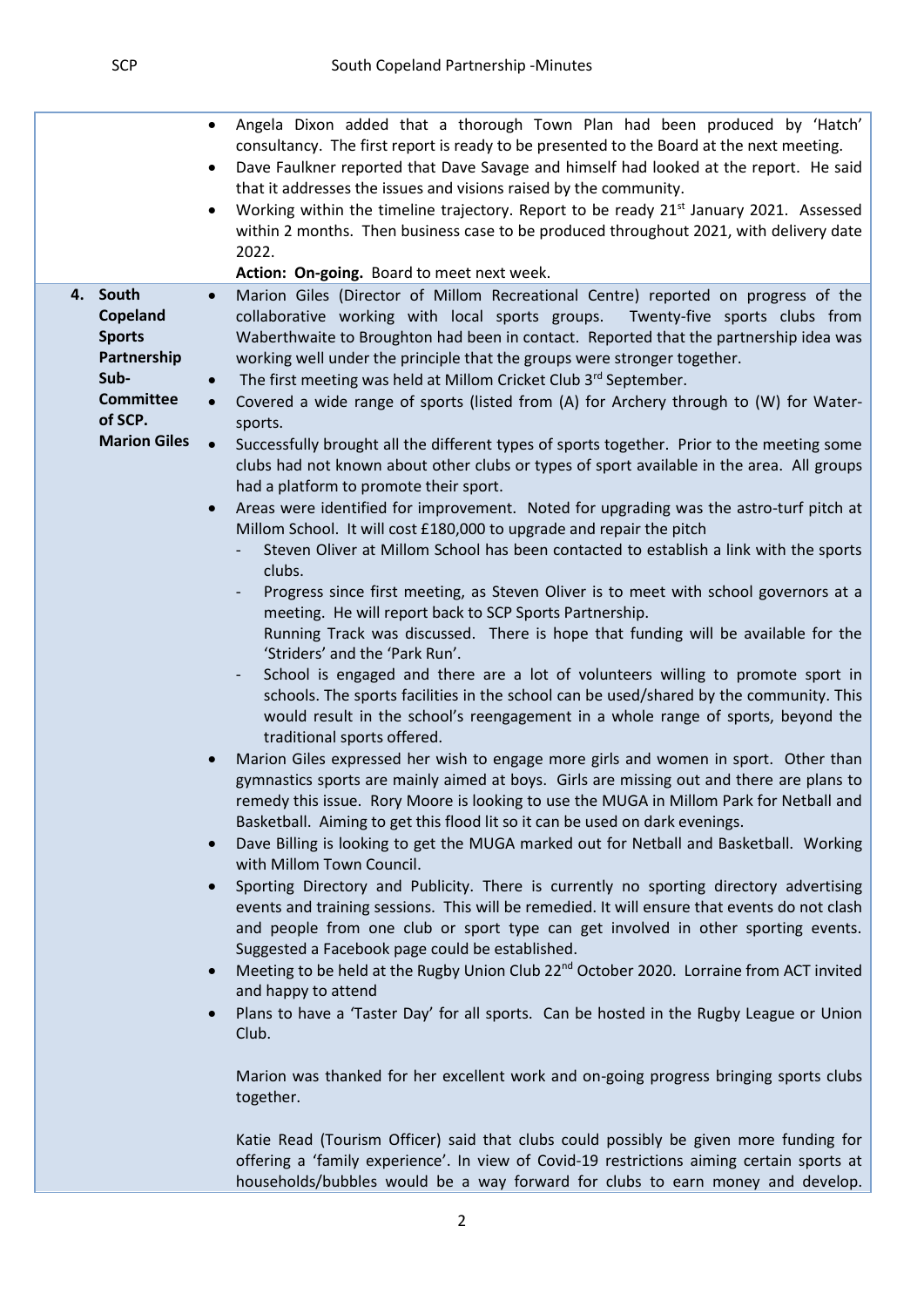| | |
|---|---|
| | • Angela Dixon added that a thorough Town Plan had been produced by 'Hatch' consultancy. The first report is ready to be presented to the Board at the next meeting.<br>• Dave Faulkner reported that Dave Savage and himself had looked at the report. He said that it addresses the issues and visions raised by the community.<br>• Working within the timeline trajectory. Report to be ready 21st January 2021. Assessed within 2 months. Then business case to be produced throughout 2021, with delivery date 2022.<br>**Action: On-going.** Board to meet next week. |
| **4. South Copeland Sports Partnership Sub-Committee of SCP. Marion Giles** | • Marion Giles (Director of Millom Recreational Centre) reported on progress of the collaborative working with local sports groups. Twenty-five sports clubs from Waberthwaite to Broughton had been in contact. Reported that the partnership idea was working well under the principle that the groups were stronger together.<br>• The first meeting was held at Millom Cricket Club 3rd September.<br>• Covered a wide range of sports (listed from (A) for Archery through to (W) for Water-sports.<br>• Successfully brought all the different types of sports together. Prior to the meeting some clubs had not known about other clubs or types of sport available in the area. All groups had a platform to promote their sport.<br>• Areas were identified for improvement. Noted for upgrading was the astro-turf pitch at Millom School. It will cost £180,000 to upgrade and repair the pitch<br>  - Steven Oliver at Millom School has been contacted to establish a link with the sports clubs.<br>  - Progress since first meeting, as Steven Oliver is to meet with school governors at a meeting. He will report back to SCP Sports Partnership.<br>  Running Track was discussed. There is hope that funding will be available for the 'Striders' and the 'Park Run'.<br>  - School is engaged and there are a lot of volunteers willing to promote sport in schools. The sports facilities in the school can be used/shared by the community. This would result in the school's reengagement in a whole range of sports, beyond the traditional sports offered.<br>• Marion Giles expressed her wish to engage more girls and women in sport. Other than gymnastics sports are mainly aimed at boys. Girls are missing out and there are plans to remedy this issue. Rory Moore is looking to use the MUGA in Millom Park for Netball and Basketball. Aiming to get this flood lit so it can be used on dark evenings.<br>• Dave Billing is looking to get the MUGA marked out for Netball and Basketball. Working with Millom Town Council.<br>• Sporting Directory and Publicity. There is currently no sporting directory advertising events and training sessions. This will be remedied. It will ensure that events do not clash and people from one club or sport type can get involved in other sporting events. Suggested a Facebook page could be established.<br>• Meeting to be held at the Rugby Union Club 22nd October 2020. Lorraine from ACT invited and happy to attend<br>• Plans to have a 'Taster Day' for all sports. Can be hosted in the Rugby League or Union Club.<br><br>Marion was thanked for her excellent work and on-going progress bringing sports clubs together.<br><br>Katie Read (Tourism Officer) said that clubs could possibly be given more funding for offering a 'family experience'. In view of Covid-19 restrictions aiming certain sports at households/bubbles would be a way forward for clubs to earn money and develop. |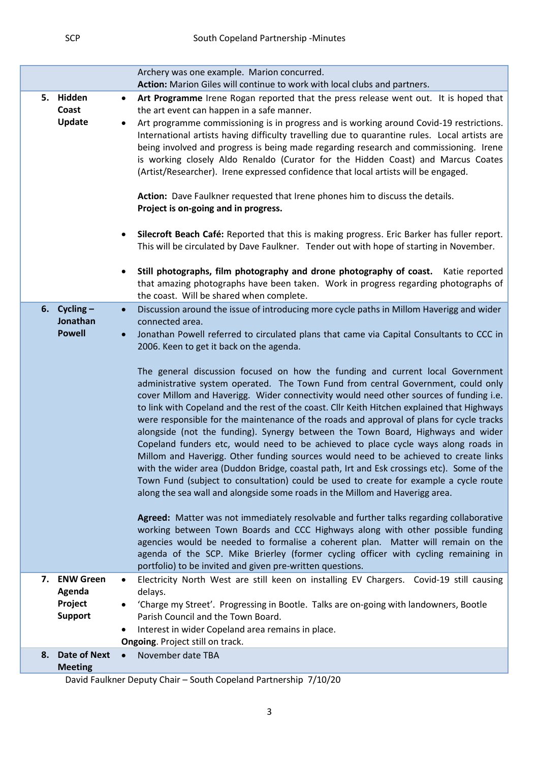| | | |
|---|---|---|
| | | Archery was one example. Marion concurred.<br>**Action:** Marion Giles will continue to work with local clubs and partners. |
| 5. | **Hidden Coast Update** | • **Art Programme** Irene Rogan reported that the press release went out. It is hoped that the art event can happen in a safe manner.<br>• Art programme commissioning is in progress and is working around Covid-19 restrictions. International artists having difficulty travelling due to quarantine rules. Local artists are being involved and progress is being made regarding research and commissioning. Irene is working closely Aldo Renaldo (Curator for the Hidden Coast) and Marcus Coates (Artist/Researcher). Irene expressed confidence that local artists will be engaged.<br><br>**Action:** Dave Faulkner requested that Irene phones him to discuss the details.<br>**Project is on-going and in progress.**<br><br>• **Silecroft Beach Café:** Reported that this is making progress. Eric Barker has fuller report. This will be circulated by Dave Faulkner. Tender out with hope of starting in November.<br><br>• **Still photographs, film photography and drone photography of coast.** Katie reported that amazing photographs have been taken. Work in progress regarding photographs of the coast. Will be shared when complete. |
| 6. | **Cycling – Jonathan Powell** | • Discussion around the issue of introducing more cycle paths in Millom Haverigg and wider connected area.<br>• Jonathan Powell referred to circulated plans that came via Capital Consultants to CCC in 2006. Keen to get it back on the agenda.<br><br>The general discussion focused on how the funding and current local Government administrative system operated. The Town Fund from central Government, could only cover Millom and Haverigg. Wider connectivity would need other sources of funding i.e. to link with Copeland and the rest of the coast. Cllr Keith Hitchen explained that Highways were responsible for the maintenance of the roads and approval of plans for cycle tracks alongside (not the funding). Synergy between the Town Board, Highways and wider Copeland funders etc, would need to be achieved to place cycle ways along roads in Millom and Haverigg. Other funding sources would need to be achieved to create links with the wider area (Duddon Bridge, coastal path, Irt and Esk crossings etc). Some of the Town Fund (subject to consultation) could be used to create for example a cycle route along the sea wall and alongside some roads in the Millom and Haverigg area.<br><br>**Agreed:** Matter was not immediately resolvable and further talks regarding collaborative working between Town Boards and CCC Highways along with other possible funding agencies would be needed to formalise a coherent plan. Matter will remain on the agenda of the SCP. Mike Brierley (former cycling officer with cycling remaining in portfolio) to be invited and given pre-written questions. |
| 7. | **ENW Green Agenda Project Support** | • Electricity North West are still keen on installing EV Chargers. Covid-19 still causing delays.<br>• 'Charge my Street'. Progressing in Bootle. Talks are on-going with landowners, Bootle Parish Council and the Town Board.<br>• Interest in wider Copeland area remains in place.<br>**Ongoing**. Project still on track. |
| 8. | **Date of Next Meeting** | • November date TBA |

David Faulkner Deputy Chair – South Copeland Partnership 7/10/20